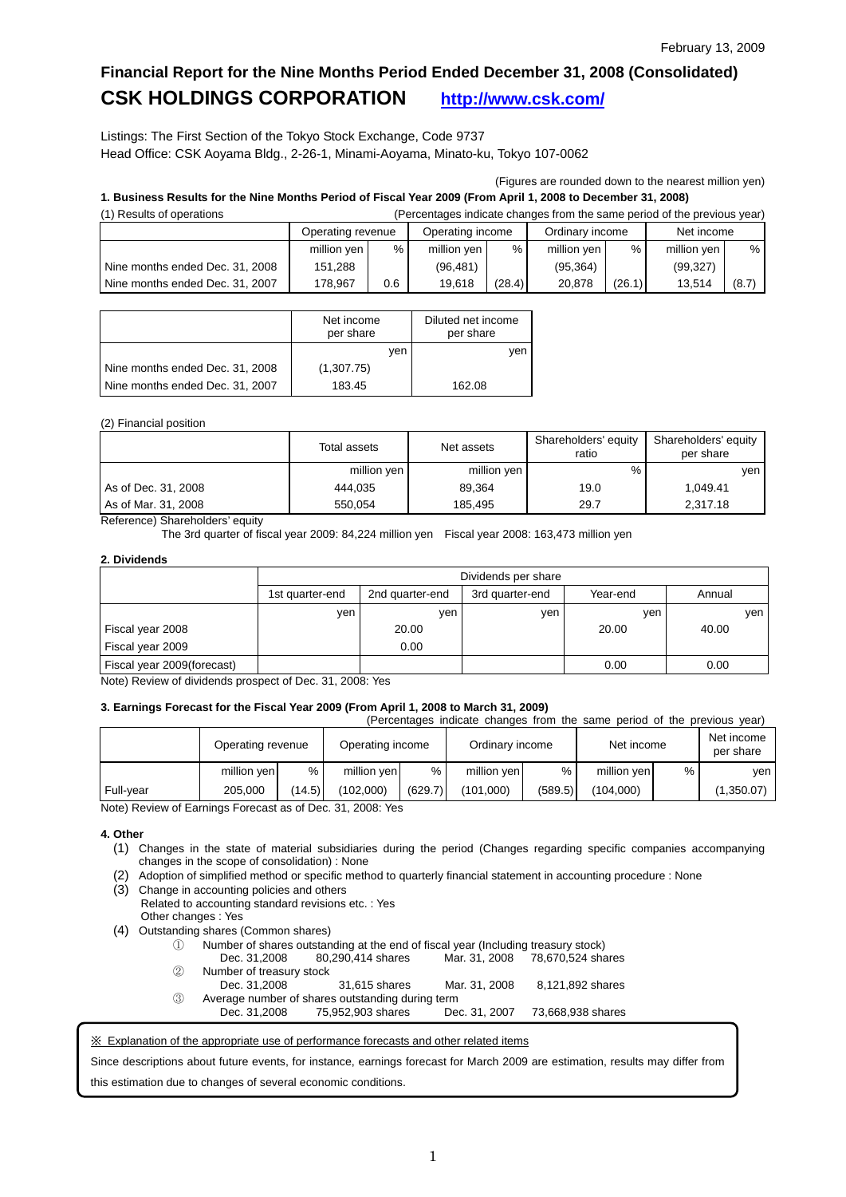February 13, 2009

# Financial Report for the Nine Months Period Ended December 31, 2008 (Consolidated)

## CSK HOLDINGS CORPORATION http://www.csk.com/

Listings: The First Section of the Tokyo Stock Exchange, Code 9737
Head Office: CSK Aoyama Bldg., 2-26-1, Minami-Aoyama, Minato-ku, Tokyo 107-0062

(Figures are rounded down to the nearest million yen)

### 1. Business Results for the Nine Months Period of Fiscal Year 2009 (From April 1, 2008 to December 31, 2008)

(1) Results of operations (Percentages indicate changes from the same period of the previous year)

| | Operating revenue | | Operating income | | Ordinary income | | Net income | |
|---|---|---|---|---|---|---|---|---|
| | million yen | % | million yen | % | million yen | % | million yen | % |
| Nine months ended Dec. 31, 2008 | 151,288 | | (96,481) | | (95,364) | | (99,327) | |
| Nine months ended Dec. 31, 2007 | 178,967 | 0.6 | 19,618 | (28.4) | 20,878 | (26.1) | 13,514 | (8.7) |

| | Net income per share | Diluted net income per share |
|---|---|---|
| | yen | yen |
| Nine months ended Dec. 31, 2008 | (1,307.75) | |
| Nine months ended Dec. 31, 2007 | 183.45 | 162.08 |

(2) Financial position

| | Total assets | Net assets | Shareholders' equity ratio | Shareholders' equity per share |
|---|---|---|---|---|
| | million yen | million yen | % | yen |
| As of Dec. 31, 2008 | 444,035 | 89,364 | 19.0 | 1,049.41 |
| As of Mar. 31, 2008 | 550,054 | 185,495 | 29.7 | 2,317.18 |

Reference) Shareholders' equity
The 3rd quarter of fiscal year 2009: 84,224 million yen Fiscal year 2008: 163,473 million yen

### 2. Dividends

| | Dividends per share | | | | |
|---|---|---|---|---|---|
| | 1st quarter-end | 2nd quarter-end | 3rd quarter-end | Year-end | Annual |
| | yen | yen | yen | yen | yen |
| Fiscal year 2008 | | 20.00 | | 20.00 | 40.00 |
| Fiscal year 2009 | | 0.00 | | | |
| Fiscal year 2009(forecast) | | | | 0.00 | 0.00 |

Note) Review of dividends prospect of Dec. 31, 2008: Yes

### 3. Earnings Forecast for the Fiscal Year 2009 (From April 1, 2008 to March 31, 2009)

(Percentages indicate changes from the same period of the previous year)

| | Operating revenue | | Operating income | | Ordinary income | | Net income | | Net income per share |
|---|---|---|---|---|---|---|---|---|---|
| | million yen | % | million yen | % | million yen | % | million yen | % | yen |
| Full-year | 205,000 | (14.5) | (102,000) | (629.7) | (101,000) | (589.5) | (104,000) | | (1,350.07) |

Note) Review of Earnings Forecast as of Dec. 31, 2008: Yes

### 4. Other

(1) Changes in the state of material subsidiaries during the period (Changes regarding specific companies accompanying changes in the scope of consolidation) : None

(2) Adoption of simplified method or specific method to quarterly financial statement in accounting procedure : None

(3) Change in accounting policies and others
Related to accounting standard revisions etc. : Yes
Other changes : Yes

(4) Outstanding shares (Common shares)

① Number of shares outstanding at the end of fiscal year (Including treasury stock)
Dec. 31,2008 80,290,414 shares Mar. 31, 2008 78,670,524 shares

② Number of treasury stock
Dec. 31,2008 31,615 shares Mar. 31, 2008 8,121,892 shares

③ Average number of shares outstanding during term
Dec. 31,2008 75,952,903 shares Dec. 31, 2007 73,668,938 shares

※ Explanation of the appropriate use of performance forecasts and other related items

Since descriptions about future events, for instance, earnings forecast for March 2009 are estimation, results may differ from this estimation due to changes of several economic conditions.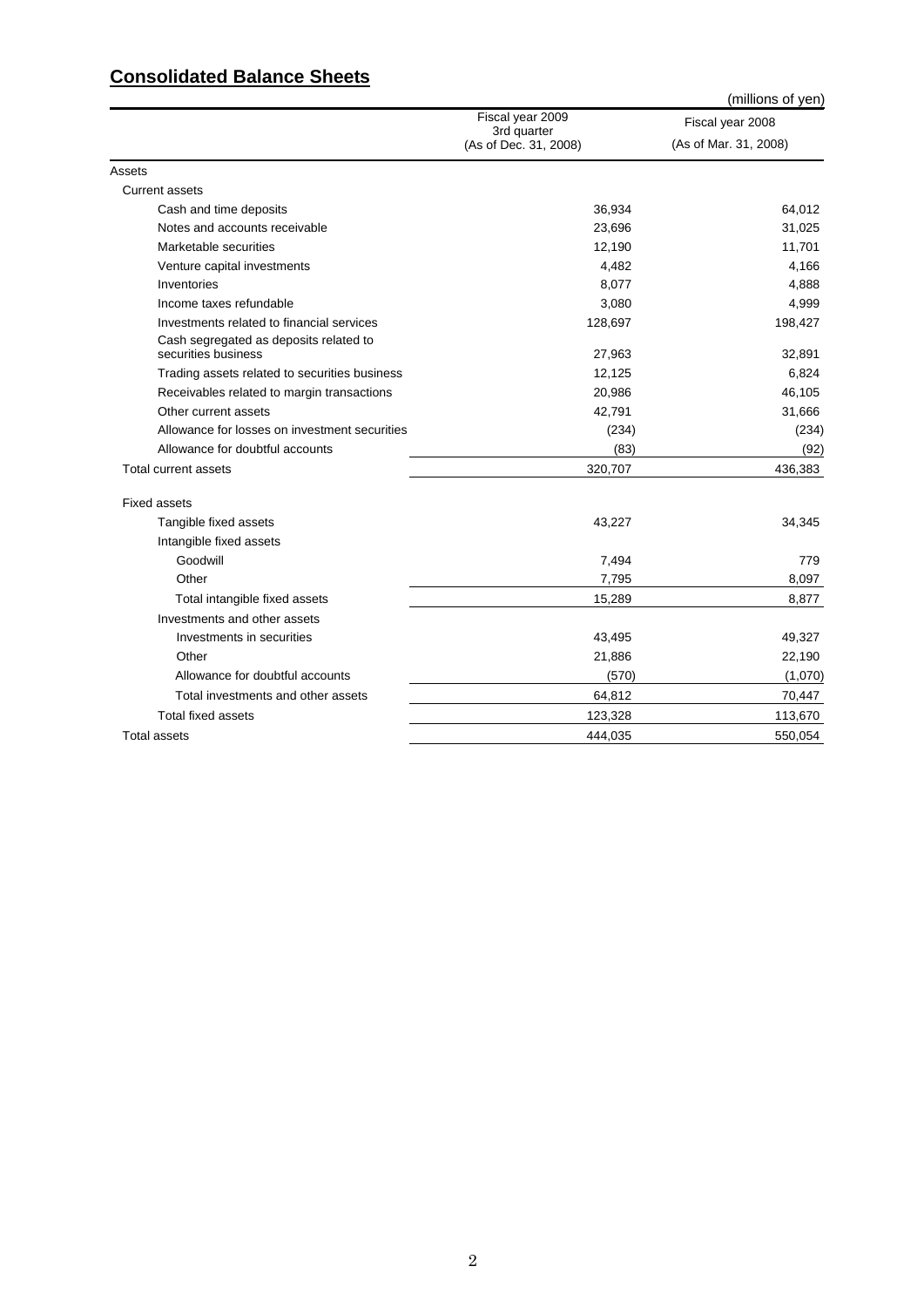## Consolidated Balance Sheets

(millions of yen)

| | Fiscal year 2009 3rd quarter (As of Dec. 31, 2008) | Fiscal year 2008 (As of Mar. 31, 2008) |
|---|---|---|
| Assets | | |
| Current assets | | |
| Cash and time deposits | 36,934 | 64,012 |
| Notes and accounts receivable | 23,696 | 31,025 |
| Marketable securities | 12,190 | 11,701 |
| Venture capital investments | 4,482 | 4,166 |
| Inventories | 8,077 | 4,888 |
| Income taxes refundable | 3,080 | 4,999 |
| Investments related to financial services | 128,697 | 198,427 |
| Cash segregated as deposits related to securities business | 27,963 | 32,891 |
| Trading assets related to securities business | 12,125 | 6,824 |
| Receivables related to margin transactions | 20,986 | 46,105 |
| Other current assets | 42,791 | 31,666 |
| Allowance for losses on investment securities | (234) | (234) |
| Allowance for doubtful accounts | (83) | (92) |
| Total current assets | 320,707 | 436,383 |
| Fixed assets | | |
| Tangible fixed assets | 43,227 | 34,345 |
| Intangible fixed assets | | |
| Goodwill | 7,494 | 779 |
| Other | 7,795 | 8,097 |
| Total intangible fixed assets | 15,289 | 8,877 |
| Investments and other assets | | |
| Investments in securities | 43,495 | 49,327 |
| Other | 21,886 | 22,190 |
| Allowance for doubtful accounts | (570) | (1,070) |
| Total investments and other assets | 64,812 | 70,447 |
| Total fixed assets | 123,328 | 113,670 |
| Total assets | 444,035 | 550,054 |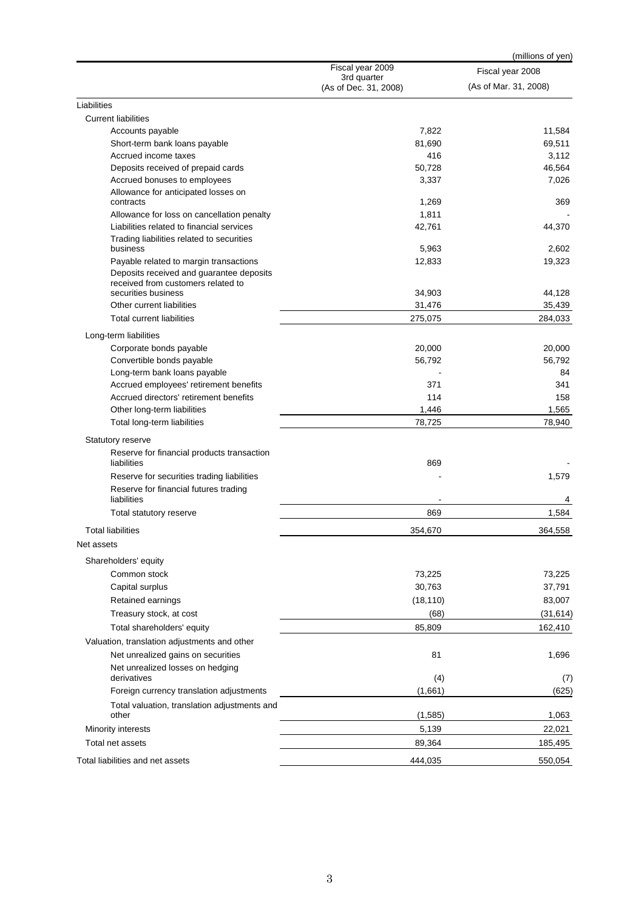(millions of yen)

| | Fiscal year 2009 3rd quarter (As of Dec. 31, 2008) | Fiscal year 2008 (As of Mar. 31, 2008) |
|---|---|---|
| Liabilities | | |
| Current liabilities | | |
| Accounts payable | 7,822 | 11,584 |
| Short-term bank loans payable | 81,690 | 69,511 |
| Accrued income taxes | 416 | 3,112 |
| Deposits received of prepaid cards | 50,728 | 46,564 |
| Accrued bonuses to employees | 3,337 | 7,026 |
| Allowance for anticipated losses on contracts | 1,269 | 369 |
| Allowance for loss on cancellation penalty | 1,811 | - |
| Liabilities related to financial services | 42,761 | 44,370 |
| Trading liabilities related to securities business | 5,963 | 2,602 |
| Payable related to margin transactions | 12,833 | 19,323 |
| Deposits received and guarantee deposits received from customers related to securities business | 34,903 | 44,128 |
| Other current liabilities | 31,476 | 35,439 |
| Total current liabilities | 275,075 | 284,033 |
| Long-term liabilities | | |
| Corporate bonds payable | 20,000 | 20,000 |
| Convertible bonds payable | 56,792 | 56,792 |
| Long-term bank loans payable | - | 84 |
| Accrued employees' retirement benefits | 371 | 341 |
| Accrued directors' retirement benefits | 114 | 158 |
| Other long-term liabilities | 1,446 | 1,565 |
| Total long-term liabilities | 78,725 | 78,940 |
| Statutory reserve | | |
| Reserve for financial products transaction liabilities | 869 | - |
| Reserve for securities trading liabilities | - | 1,579 |
| Reserve for financial futures trading liabilities | - | 4 |
| Total statutory reserve | 869 | 1,584 |
| Total liabilities | 354,670 | 364,558 |
| Net assets | | |
| Shareholders' equity | | |
| Common stock | 73,225 | 73,225 |
| Capital surplus | 30,763 | 37,791 |
| Retained earnings | (18,110) | 83,007 |
| Treasury stock, at cost | (68) | (31,614) |
| Total shareholders' equity | 85,809 | 162,410 |
| Valuation, translation adjustments and other | | |
| Net unrealized gains on securities | 81 | 1,696 |
| Net unrealized losses on hedging derivatives | (4) | (7) |
| Foreign currency translation adjustments | (1,661) | (625) |
| Total valuation, translation adjustments and other | (1,585) | 1,063 |
| Minority interests | 5,139 | 22,021 |
| Total net assets | 89,364 | 185,495 |
| Total liabilities and net assets | 444,035 | 550,054 |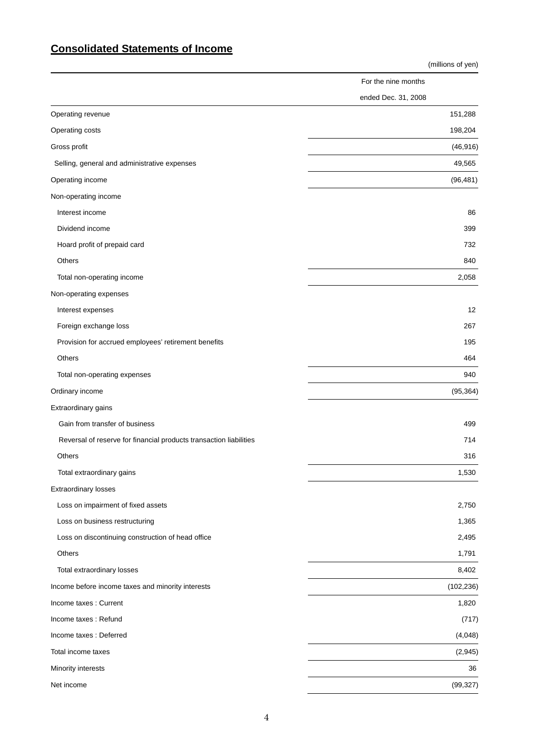## **Consolidated Statements of Income**

(millions of yen)

| | For the nine months ended Dec. 31, 2008 |
|---|---|
| Operating revenue | 151,288 |
| Operating costs | 198,204 |
| Gross profit | (46,916) |
| Selling, general and administrative expenses | 49,565 |
| Operating income | (96,481) |
| Non-operating income | |
| Interest income | 86 |
| Dividend income | 399 |
| Hoard profit of prepaid card | 732 |
| Others | 840 |
| Total non-operating income | 2,058 |
| Non-operating expenses | |
| Interest expenses | 12 |
| Foreign exchange loss | 267 |
| Provision for accrued employees' retirement benefits | 195 |
| Others | 464 |
| Total non-operating expenses | 940 |
| Ordinary income | (95,364) |
| Extraordinary gains | |
| Gain from transfer of business | 499 |
| Reversal of reserve for financial products transaction liabilities | 714 |
| Others | 316 |
| Total extraordinary gains | 1,530 |
| Extraordinary losses | |
| Loss on impairment of fixed assets | 2,750 |
| Loss on business restructuring | 1,365 |
| Loss on discontinuing construction of head office | 2,495 |
| Others | 1,791 |
| Total extraordinary losses | 8,402 |
| Income before income taxes and minority interests | (102,236) |
| Income taxes : Current | 1,820 |
| Income taxes : Refund | (717) |
| Income taxes : Deferred | (4,048) |
| Total income taxes | (2,945) |
| Minority interests | 36 |
| Net income | (99,327) |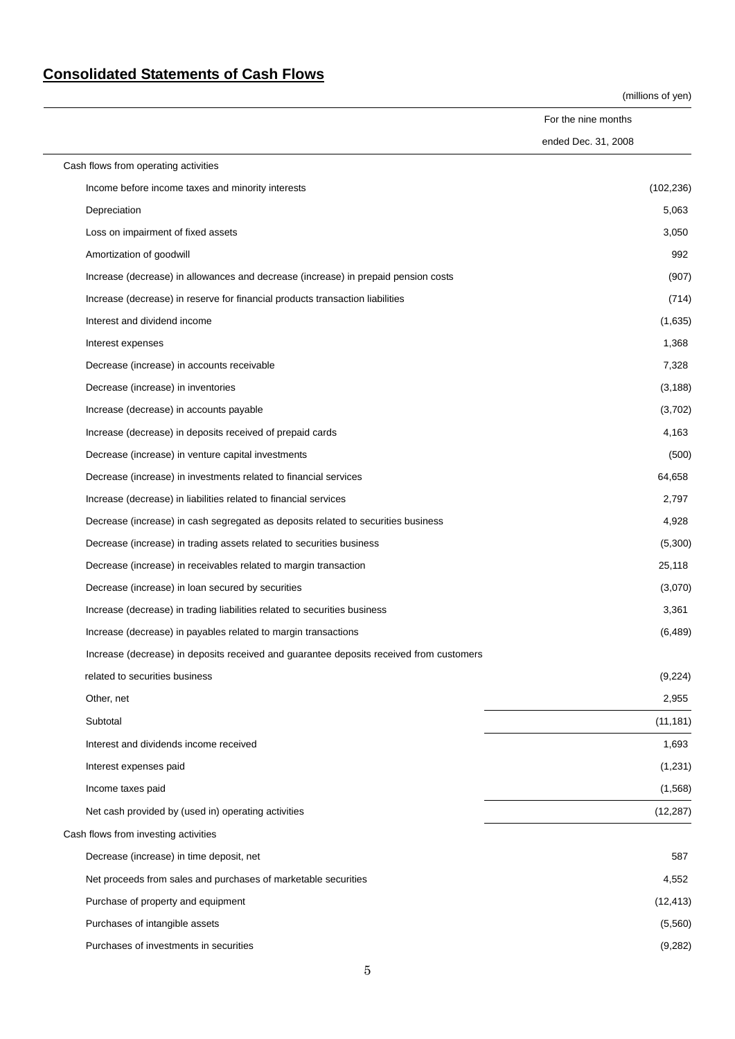## Consolidated Statements of Cash Flows

(millions of yen)

| | For the nine months ended Dec. 31, 2008 |
|---|---|
| Cash flows from operating activities | |
| Income before income taxes and minority interests | (102,236) |
| Depreciation | 5,063 |
| Loss on impairment of fixed assets | 3,050 |
| Amortization of goodwill | 992 |
| Increase (decrease) in allowances and decrease (increase) in prepaid pension costs | (907) |
| Increase (decrease) in reserve for financial products transaction liabilities | (714) |
| Interest and dividend income | (1,635) |
| Interest expenses | 1,368 |
| Decrease (increase) in accounts receivable | 7,328 |
| Decrease (increase) in inventories | (3,188) |
| Increase (decrease) in accounts payable | (3,702) |
| Increase (decrease) in deposits received of prepaid cards | 4,163 |
| Decrease (increase) in venture capital investments | (500) |
| Decrease (increase) in investments related to financial services | 64,658 |
| Increase (decrease) in liabilities related to financial services | 2,797 |
| Decrease (increase) in cash segregated as deposits related to securities business | 4,928 |
| Decrease (increase) in trading assets related to securities business | (5,300) |
| Decrease (increase) in receivables related to margin transaction | 25,118 |
| Decrease (increase) in loan secured by securities | (3,070) |
| Increase (decrease) in trading liabilities related to securities business | 3,361 |
| Increase (decrease) in payables related to margin transactions | (6,489) |
| Increase (decrease) in deposits received and guarantee deposits received from customers related to securities business | (9,224) |
| Other, net | 2,955 |
| Subtotal | (11,181) |
| Interest and dividends income received | 1,693 |
| Interest expenses paid | (1,231) |
| Income taxes paid | (1,568) |
| Net cash provided by (used in) operating activities | (12,287) |
| Cash flows from investing activities | |
| Decrease (increase) in time deposit, net | 587 |
| Net proceeds from sales and purchases of marketable securities | 4,552 |
| Purchase of property and equipment | (12,413) |
| Purchases of intangible assets | (5,560) |
| Purchases of investments in securities | (9,282) |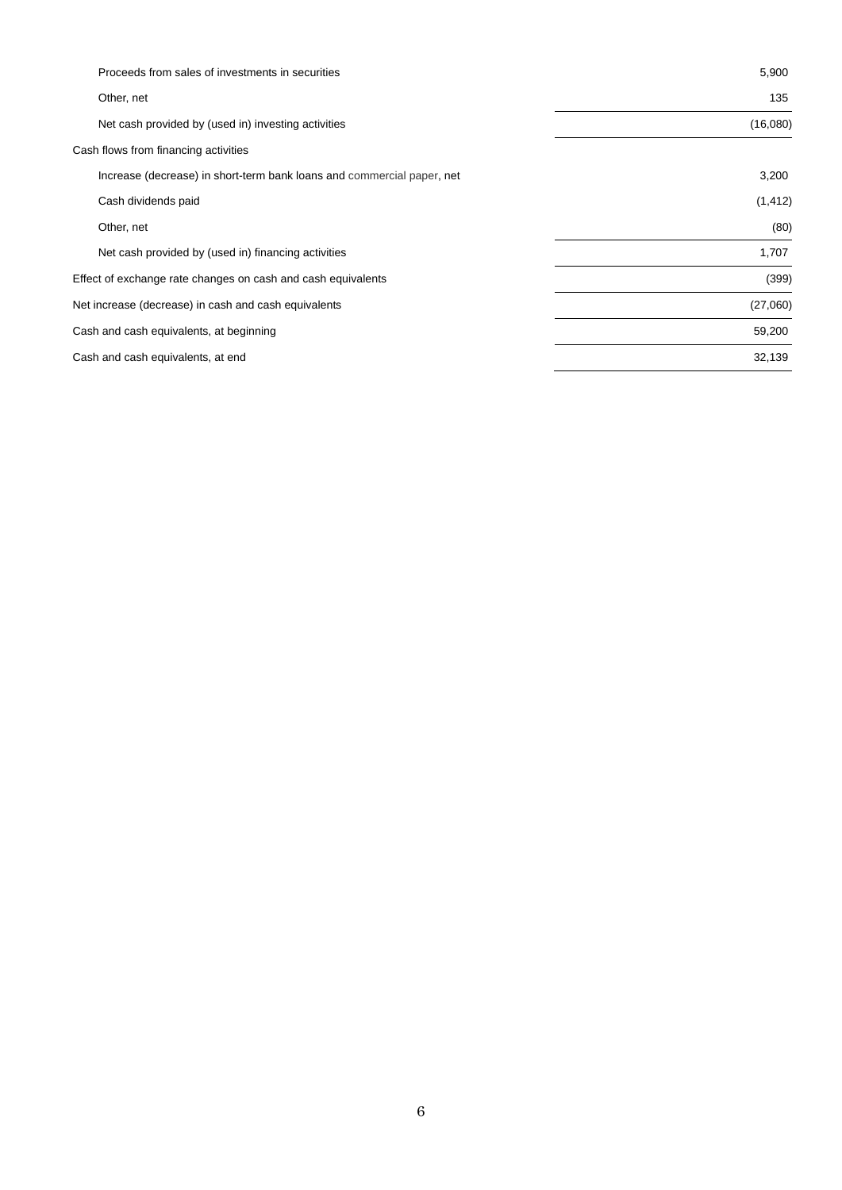| | |
|---|---|
| Proceeds from sales of investments in securities | 5,900 |
| Other, net | 135 |
| Net cash provided by (used in) investing activities | (16,080) |
| Cash flows from financing activities | |
| Increase (decrease) in short-term bank loans and commercial paper, net | 3,200 |
| Cash dividends paid | (1,412) |
| Other, net | (80) |
| Net cash provided by (used in) financing activities | 1,707 |
| Effect of exchange rate changes on cash and cash equivalents | (399) |
| Net increase (decrease) in cash and cash equivalents | (27,060) |
| Cash and cash equivalents, at beginning | 59,200 |
| Cash and cash equivalents, at end | 32,139 |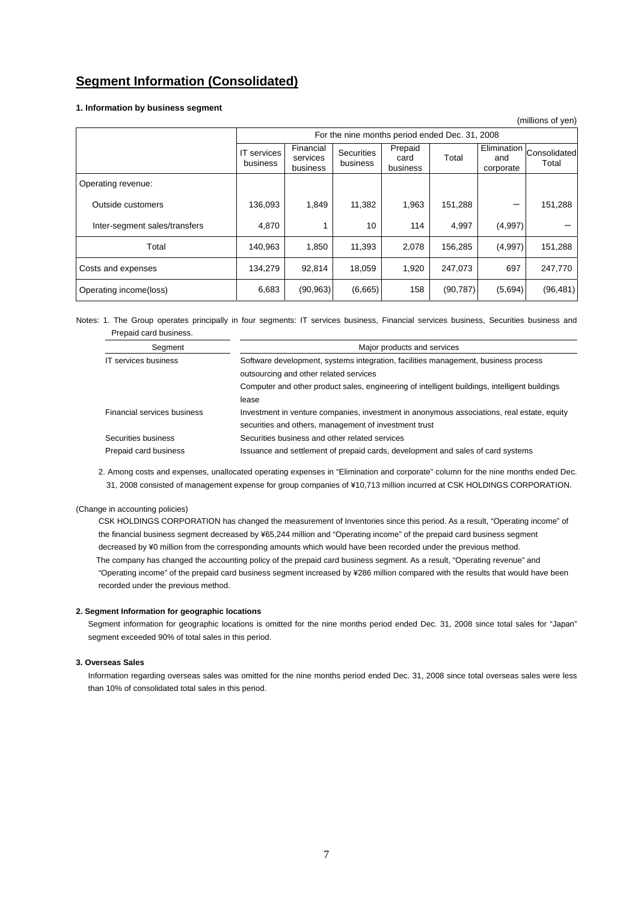## Segment Information (Consolidated)

**1. Information by business segment**

(millions of yen)

| | For the nine months period ended Dec. 31, 2008 | | | | | | |
|---|---|---|---|---|---|---|---|
| | IT services business | Financial services business | Securities business | Prepaid card business | Total | Elimination and corporate | Consolidated Total |
| Operating revenue: | | | | | | | |
| Outside customers | 136,093 | 1,849 | 11,382 | 1,963 | 151,288 | — | 151,288 |
| Inter-segment sales/transfers | 4,870 | 1 | 10 | 114 | 4,997 | (4,997) | — |
| Total | 140,963 | 1,850 | 11,393 | 2,078 | 156,285 | (4,997) | 151,288 |
| Costs and expenses | 134,279 | 92,814 | 18,059 | 1,920 | 247,073 | 697 | 247,770 |
| Operating income(loss) | 6,683 | (90,963) | (6,665) | 158 | (90,787) | (5,694) | (96,481) |

Notes: 1. The Group operates principally in four segments: IT services business, Financial services business, Securities business and Prepaid card business.

| Segment | Major products and services |
|---|---|
| IT services business | Software development, systems integration, facilities management, business process outsourcing and other related services<br>Computer and other product sales, engineering of intelligent buildings, intelligent buildings lease |
| Financial services business | Investment in venture companies, investment in anonymous associations, real estate, equity securities and others, management of investment trust |
| Securities business | Securities business and other related services |
| Prepaid card business | Issuance and settlement of prepaid cards, development and sales of card systems |

2. Among costs and expenses, unallocated operating expenses in "Elimination and corporate" column for the nine months ended Dec. 31, 2008 consisted of management expense for group companies of ¥10,713 million incurred at CSK HOLDINGS CORPORATION.

(Change in accounting policies)

CSK HOLDINGS CORPORATION has changed the measurement of Inventories since this period. As a result, "Operating income" of the financial business segment decreased by ¥65,244 million and "Operating income" of the prepaid card business segment decreased by ¥0 million from the corresponding amounts which would have been recorded under the previous method.

The company has changed the accounting policy of the prepaid card business segment. As a result, "Operating revenue" and "Operating income" of the prepaid card business segment increased by ¥286 million compared with the results that would have been recorded under the previous method.

**2. Segment Information for geographic locations**

Segment information for geographic locations is omitted for the nine months period ended Dec. 31, 2008 since total sales for "Japan" segment exceeded 90% of total sales in this period.

**3. Overseas Sales**

Information regarding overseas sales was omitted for the nine months period ended Dec. 31, 2008 since total overseas sales were less than 10% of consolidated total sales in this period.